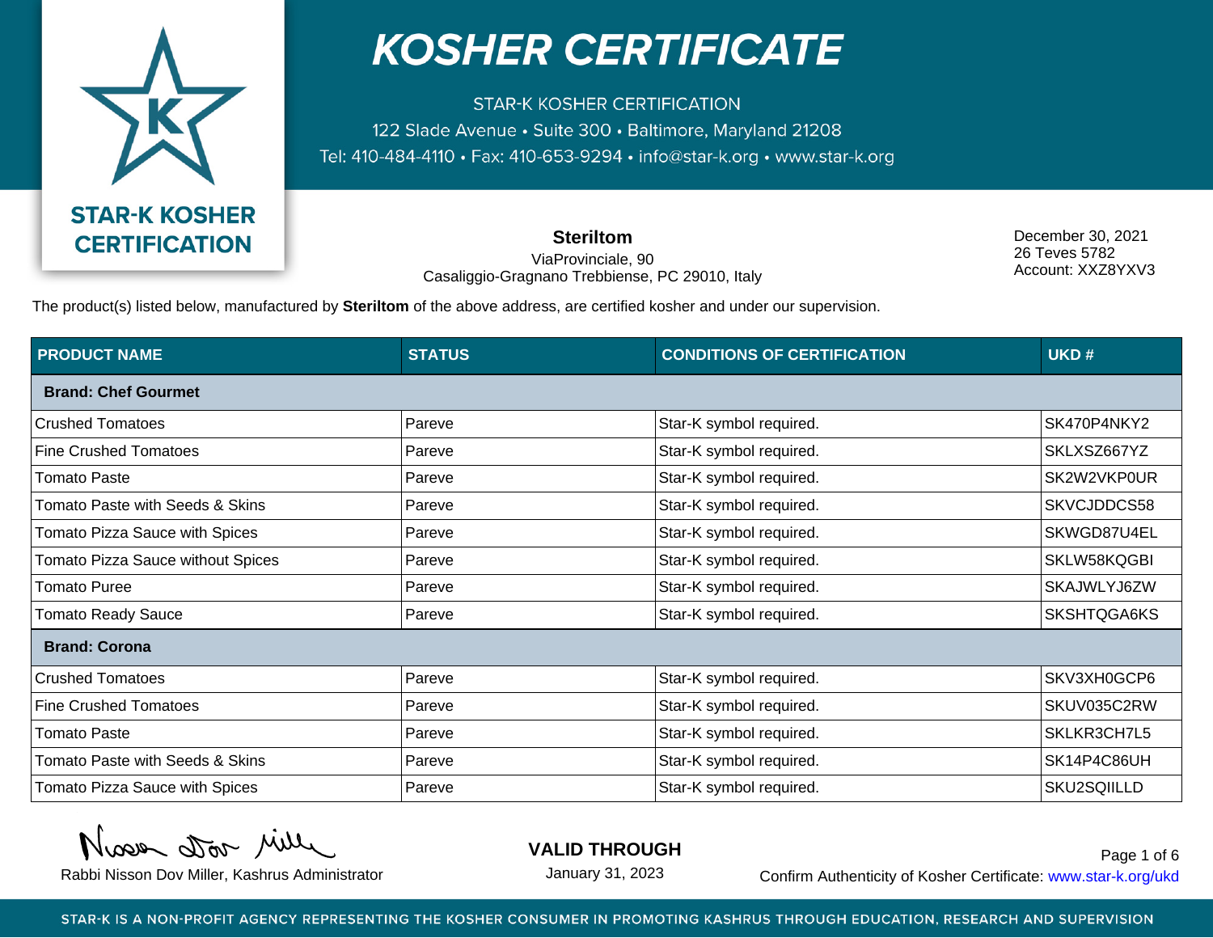# KOSHER CERTIFICATE

STAR-K KOSHER CERTIFICATION
122 Slade Avenue • Suite 300 • Baltimore, Maryland 21208
Tel: 410-484-4110 • Fax: 410-653-9294 • info@star-k.org • www.star-k.org

STAR-K KOSHER CERTIFICATION

**Steriltom**
ViaProvinciale, 90
Casaliggio-Gragnano Trebbiense, PC 29010, Italy

December 30, 2021
26 Teves 5782
Account: XXZ8YXV3

The product(s) listed below, manufactured by **Steriltom** of the above address, are certified kosher and under our supervision.

| PRODUCT NAME | STATUS | CONDITIONS OF CERTIFICATION | UKD # |
|---|---|---|---|
| **Brand: Chef Gourmet** | | | |
| Crushed Tomatoes | Pareve | Star-K symbol required. | SK470P4NKY2 |
| Fine Crushed Tomatoes | Pareve | Star-K symbol required. | SKLXSZ667YZ |
| Tomato Paste | Pareve | Star-K symbol required. | SK2W2VKP0UR |
| Tomato Paste with Seeds & Skins | Pareve | Star-K symbol required. | SKVCJDDCS58 |
| Tomato Pizza Sauce with Spices | Pareve | Star-K symbol required. | SKWGD87U4EL |
| Tomato Pizza Sauce without Spices | Pareve | Star-K symbol required. | SKLW58KQGBI |
| Tomato Puree | Pareve | Star-K symbol required. | SKAJWLYJ6ZW |
| Tomato Ready Sauce | Pareve | Star-K symbol required. | SKSHTQGA6KS |
| **Brand: Corona** | | | |
| Crushed Tomatoes | Pareve | Star-K symbol required. | SKV3XH0GCP6 |
| Fine Crushed Tomatoes | Pareve | Star-K symbol required. | SKUV035C2RW |
| Tomato Paste | Pareve | Star-K symbol required. | SKLKR3CH7L5 |
| Tomato Paste with Seeds & Skins | Pareve | Star-K symbol required. | SK14P4C86UH |
| Tomato Pizza Sauce with Spices | Pareve | Star-K symbol required. | SKU2SQIILLD |

Rabbi Nisson Dov Miller, Kashrus Administrator

**VALID THROUGH**
January 31, 2023

Confirm Authenticity of Kosher Certificate: www.star-k.org/ukd

STAR-K IS A NON-PROFIT AGENCY REPRESENTING THE KOSHER CONSUMER IN PROMOTING KASHRUS THROUGH EDUCATION, RESEARCH AND SUPERVISION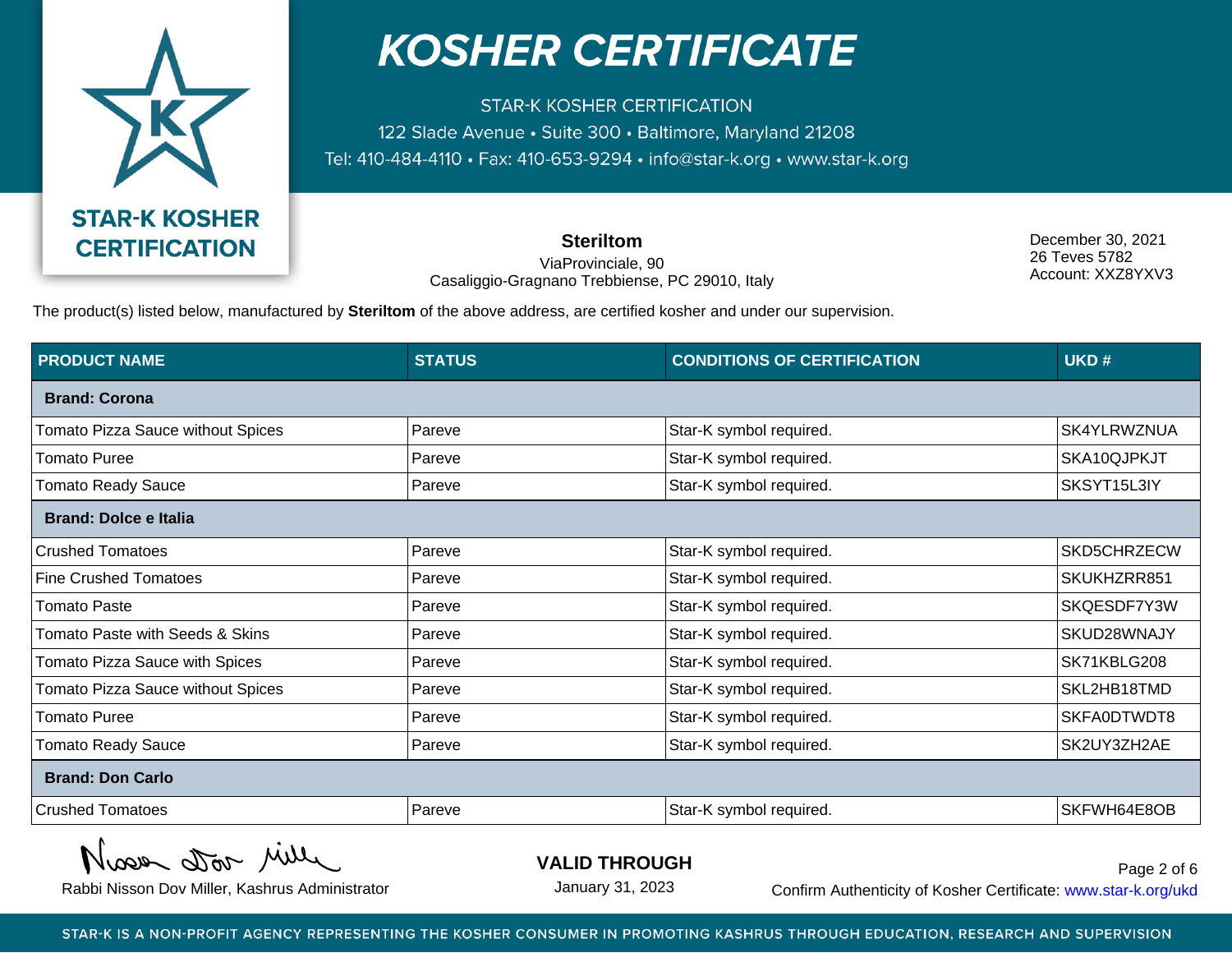# KOSHER CERTIFICATE

STAR-K KOSHER CERTIFICATION
122 Slade Avenue • Suite 300 • Baltimore, Maryland 21208
Tel: 410-484-4110 • Fax: 410-653-9294 • info@star-k.org • www.star-k.org

STAR-K KOSHER CERTIFICATION

**Steriltom**
ViaProvinciale, 90
Casaliggio-Gragnano Trebbiense, PC 29010, Italy

December 30, 2021
26 Teves 5782
Account: XXZ8YXV3

The product(s) listed below, manufactured by **Steriltom** of the above address, are certified kosher and under our supervision.

| PRODUCT NAME | STATUS | CONDITIONS OF CERTIFICATION | UKD # |
|---|---|---|---|
| **Brand: Corona** | | | |
| Tomato Pizza Sauce without Spices | Pareve | Star-K symbol required. | SK4YLRWZNUA |
| Tomato Puree | Pareve | Star-K symbol required. | SKA10QJPKJT |
| Tomato Ready Sauce | Pareve | Star-K symbol required. | SKSYT15L3IY |
| **Brand: Dolce e Italia** | | | |
| Crushed Tomatoes | Pareve | Star-K symbol required. | SKD5CHRZECW |
| Fine Crushed Tomatoes | Pareve | Star-K symbol required. | SKUKHZRR851 |
| Tomato Paste | Pareve | Star-K symbol required. | SKQESDF7Y3W |
| Tomato Paste with Seeds & Skins | Pareve | Star-K symbol required. | SKUD28WNAJY |
| Tomato Pizza Sauce with Spices | Pareve | Star-K symbol required. | SK71KBLG208 |
| Tomato Pizza Sauce without Spices | Pareve | Star-K symbol required. | SKL2HB18TMD |
| Tomato Puree | Pareve | Star-K symbol required. | SKFA0DTWDT8 |
| Tomato Ready Sauce | Pareve | Star-K symbol required. | SK2UY3ZH2AE |
| **Brand: Don Carlo** | | | |
| Crushed Tomatoes | Pareve | Star-K symbol required. | SKFWH64E8OB |

Rabbi Nisson Dov Miller, Kashrus Administrator

**VALID THROUGH**
January 31, 2023

Confirm Authenticity of Kosher Certificate: www.star-k.org/ukd

STAR-K IS A NON-PROFIT AGENCY REPRESENTING THE KOSHER CONSUMER IN PROMOTING KASHRUS THROUGH EDUCATION, RESEARCH AND SUPERVISION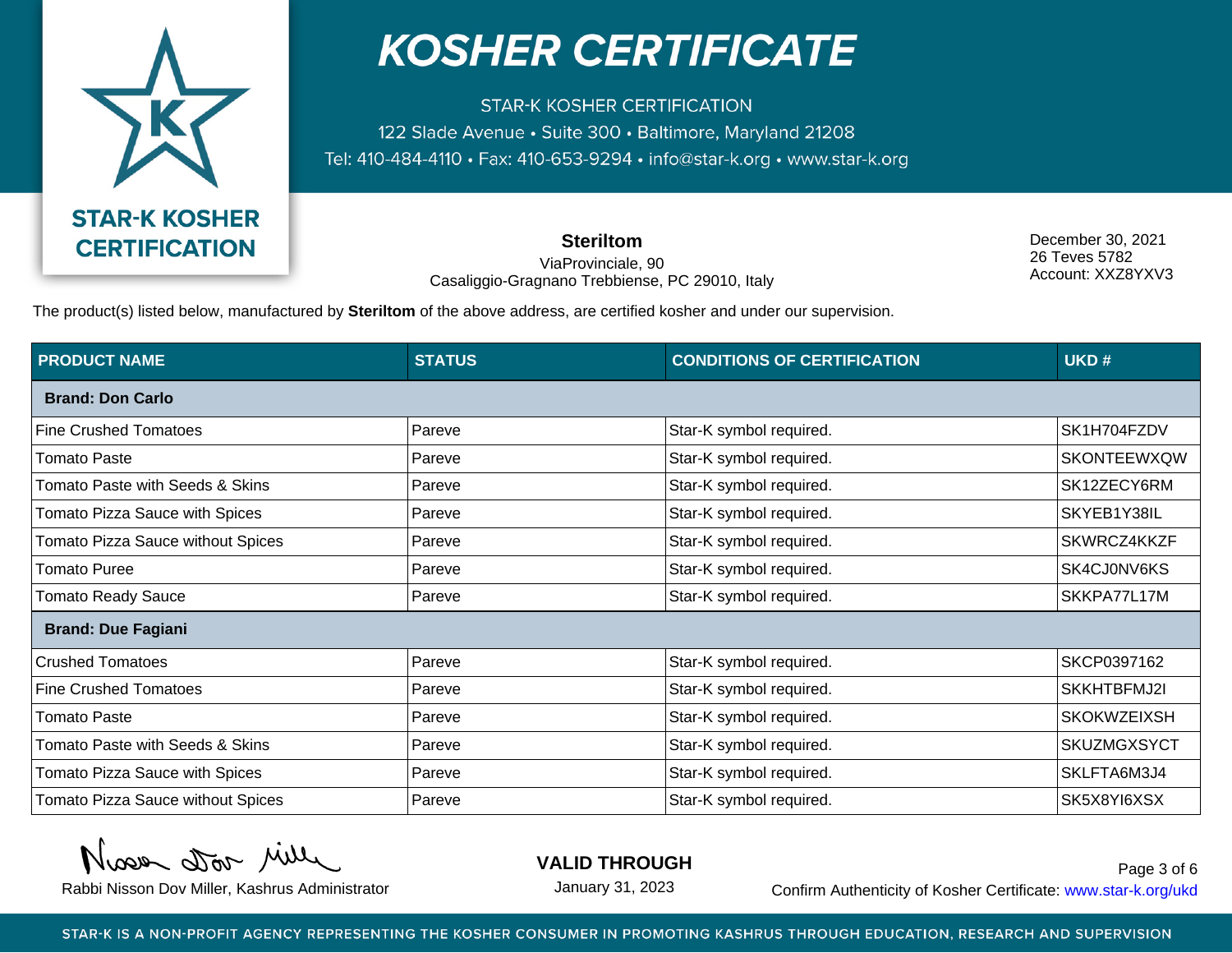# KOSHER CERTIFICATE

STAR-K KOSHER CERTIFICATION
122 Slade Avenue • Suite 300 • Baltimore, Maryland 21208
Tel: 410-484-4110 • Fax: 410-653-9294 • info@star-k.org • www.star-k.org

STAR-K KOSHER CERTIFICATION

**Steriltom**
ViaProvinciale, 90
Casaliggio-Gragnano Trebbiense, PC 29010, Italy

December 30, 2021
26 Teves 5782
Account: XXZ8YXV3

The product(s) listed below, manufactured by **Steriltom** of the above address, are certified kosher and under our supervision.

| PRODUCT NAME | STATUS | CONDITIONS OF CERTIFICATION | UKD # |
|---|---|---|---|
| **Brand: Don Carlo** | | | |
| Fine Crushed Tomatoes | Pareve | Star-K symbol required. | SK1H704FZDV |
| Tomato Paste | Pareve | Star-K symbol required. | SKONTEEWXQW |
| Tomato Paste with Seeds & Skins | Pareve | Star-K symbol required. | SK12ZECY6RM |
| Tomato Pizza Sauce with Spices | Pareve | Star-K symbol required. | SKYEB1Y38IL |
| Tomato Pizza Sauce without Spices | Pareve | Star-K symbol required. | SKWRCZ4KKZF |
| Tomato Puree | Pareve | Star-K symbol required. | SK4CJ0NV6KS |
| Tomato Ready Sauce | Pareve | Star-K symbol required. | SKKPA77L17M |
| **Brand: Due Fagiani** | | | |
| Crushed Tomatoes | Pareve | Star-K symbol required. | SKCP0397162 |
| Fine Crushed Tomatoes | Pareve | Star-K symbol required. | SKKHTBFMJ2I |
| Tomato Paste | Pareve | Star-K symbol required. | SKOKWZEIXSH |
| Tomato Paste with Seeds & Skins | Pareve | Star-K symbol required. | SKUZMGXSYCT |
| Tomato Pizza Sauce with Spices | Pareve | Star-K symbol required. | SKLFTA6M3J4 |
| Tomato Pizza Sauce without Spices | Pareve | Star-K symbol required. | SK5X8YI6XSX |

Nisson Dov Miller
Rabbi Nisson Dov Miller, Kashrus Administrator

**VALID THROUGH**
January 31, 2023

Confirm Authenticity of Kosher Certificate: www.star-k.org/ukd

STAR-K IS A NON-PROFIT AGENCY REPRESENTING THE KOSHER CONSUMER IN PROMOTING KASHRUS THROUGH EDUCATION, RESEARCH AND SUPERVISION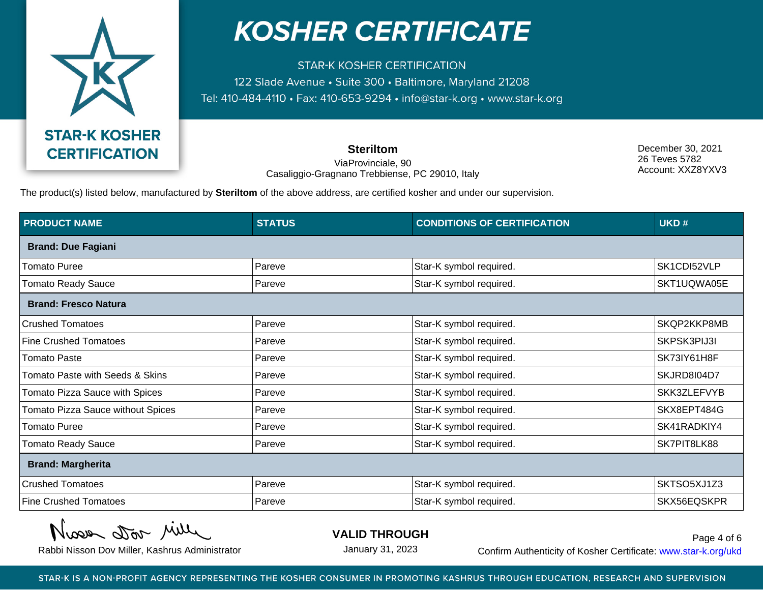# KOSHER CERTIFICATE

STAR-K KOSHER CERTIFICATION
122 Slade Avenue • Suite 300 • Baltimore, Maryland 21208
Tel: 410-484-4110 • Fax: 410-653-9294 • info@star-k.org • www.star-k.org

STAR-K KOSHER CERTIFICATION

**Steriltom**
ViaProvinciale, 90
Casaliggio-Gragnano Trebbiense, PC 29010, Italy

December 30, 2021
26 Teves 5782
Account: XXZ8YXV3

The product(s) listed below, manufactured by **Steriltom** of the above address, are certified kosher and under our supervision.

| PRODUCT NAME | STATUS | CONDITIONS OF CERTIFICATION | UKD # |
|---|---|---|---|
| **Brand: Due Fagiani** | | | |
| Tomato Puree | Pareve | Star-K symbol required. | SK1CDI52VLP |
| Tomato Ready Sauce | Pareve | Star-K symbol required. | SKT1UQWA05E |
| **Brand: Fresco Natura** | | | |
| Crushed Tomatoes | Pareve | Star-K symbol required. | SKQP2KKP8MB |
| Fine Crushed Tomatoes | Pareve | Star-K symbol required. | SKPSK3PIJ3I |
| Tomato Paste | Pareve | Star-K symbol required. | SK73IY61H8F |
| Tomato Paste with Seeds & Skins | Pareve | Star-K symbol required. | SKJRD8I04D7 |
| Tomato Pizza Sauce with Spices | Pareve | Star-K symbol required. | SKK3ZLEFVYB |
| Tomato Pizza Sauce without Spices | Pareve | Star-K symbol required. | SKX8EPT484G |
| Tomato Puree | Pareve | Star-K symbol required. | SK41RADKIY4 |
| Tomato Ready Sauce | Pareve | Star-K symbol required. | SK7PIT8LK88 |
| **Brand: Margherita** | | | |
| Crushed Tomatoes | Pareve | Star-K symbol required. | SKTSO5XJ1Z3 |
| Fine Crushed Tomatoes | Pareve | Star-K symbol required. | SKX56EQSKPR |

Rabbi Nisson Dov Miller, Kashrus Administrator

**VALID THROUGH**
January 31, 2023

Confirm Authenticity of Kosher Certificate: www.star-k.org/ukd

STAR-K IS A NON-PROFIT AGENCY REPRESENTING THE KOSHER CONSUMER IN PROMOTING KASHRUS THROUGH EDUCATION, RESEARCH AND SUPERVISION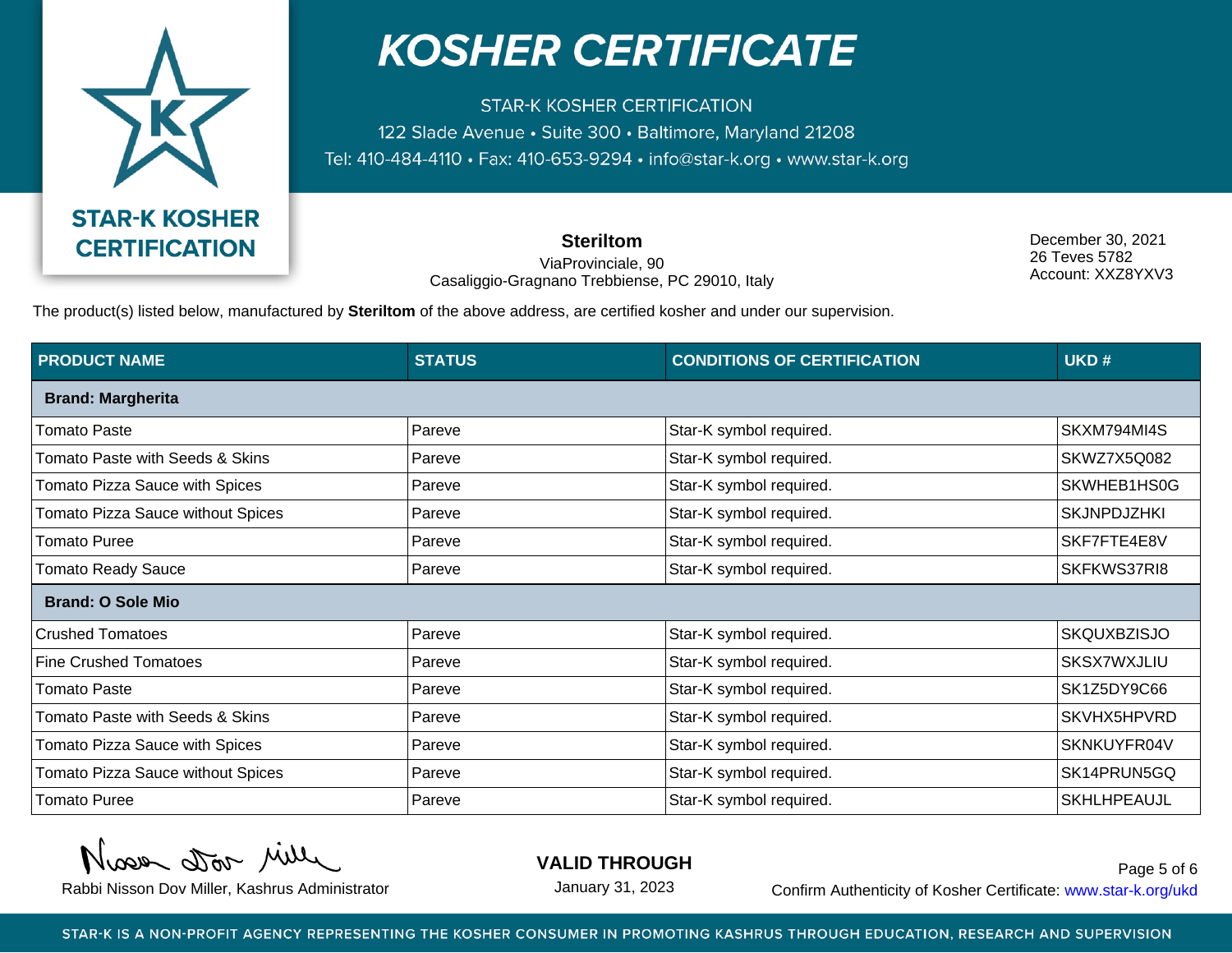# KOSHER CERTIFICATE

STAR-K KOSHER CERTIFICATION
122 Slade Avenue • Suite 300 • Baltimore, Maryland 21208
Tel: 410-484-4110 • Fax: 410-653-9294 • info@star-k.org • www.star-k.org

STAR-K KOSHER CERTIFICATION

**Steriltom**
ViaProvinciale, 90
Casaliggio-Gragnano Trebbiense, PC 29010, Italy

December 30, 2021
26 Teves 5782
Account: XXZ8YXV3

The product(s) listed below, manufactured by **Steriltom** of the above address, are certified kosher and under our supervision.

| PRODUCT NAME | STATUS | CONDITIONS OF CERTIFICATION | UKD # |
|---|---|---|---|
| **Brand: Margherita** | | | |
| Tomato Paste | Pareve | Star-K symbol required. | SKXM794MI4S |
| Tomato Paste with Seeds & Skins | Pareve | Star-K symbol required. | SKWZ7X5Q082 |
| Tomato Pizza Sauce with Spices | Pareve | Star-K symbol required. | SKWHEB1HS0G |
| Tomato Pizza Sauce without Spices | Pareve | Star-K symbol required. | SKJNPDJZHKI |
| Tomato Puree | Pareve | Star-K symbol required. | SKF7FTE4E8V |
| Tomato Ready Sauce | Pareve | Star-K symbol required. | SKFKWS37RI8 |
| **Brand: O Sole Mio** | | | |
| Crushed Tomatoes | Pareve | Star-K symbol required. | SKQUXBZISJO |
| Fine Crushed Tomatoes | Pareve | Star-K symbol required. | SKSX7WXJLIU |
| Tomato Paste | Pareve | Star-K symbol required. | SK1Z5DY9C66 |
| Tomato Paste with Seeds & Skins | Pareve | Star-K symbol required. | SKVHX5HPVRD |
| Tomato Pizza Sauce with Spices | Pareve | Star-K symbol required. | SKNKUYFR04V |
| Tomato Pizza Sauce without Spices | Pareve | Star-K symbol required. | SK14PRUN5GQ |
| Tomato Puree | Pareve | Star-K symbol required. | SKHLHPEAUJL |

Rabbi Nisson Dov Miller, Kashrus Administrator

**VALID THROUGH**
January 31, 2023

Confirm Authenticity of Kosher Certificate: www.star-k.org/ukd

STAR-K IS A NON-PROFIT AGENCY REPRESENTING THE KOSHER CONSUMER IN PROMOTING KASHRUS THROUGH EDUCATION, RESEARCH AND SUPERVISION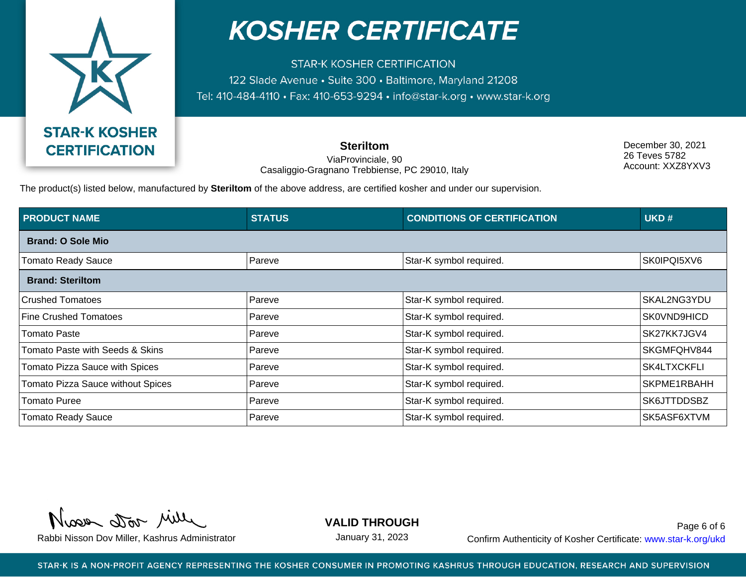# KOSHER CERTIFICATE

STAR-K KOSHER CERTIFICATION
122 Slade Avenue • Suite 300 • Baltimore, Maryland 21208
Tel: 410-484-4110 • Fax: 410-653-9294 • info@star-k.org • www.star-k.org

STAR-K KOSHER CERTIFICATION

**Steriltom**
ViaProvinciale, 90
Casaliggio-Gragnano Trebbiense, PC 29010, Italy

December 30, 2021
26 Teves 5782
Account: XXZ8YXV3

The product(s) listed below, manufactured by **Steriltom** of the above address, are certified kosher and under our supervision.

| PRODUCT NAME | STATUS | CONDITIONS OF CERTIFICATION | UKD # |
|---|---|---|---|
| **Brand: O Sole Mio** | | | |
| Tomato Ready Sauce | Pareve | Star-K symbol required. | SK0IPQI5XV6 |
| **Brand: Steriltom** | | | |
| Crushed Tomatoes | Pareve | Star-K symbol required. | SKAL2NG3YDU |
| Fine Crushed Tomatoes | Pareve | Star-K symbol required. | SK0VND9HICD |
| Tomato Paste | Pareve | Star-K symbol required. | SK27KK7JGV4 |
| Tomato Paste with Seeds & Skins | Pareve | Star-K symbol required. | SKGMFQHV844 |
| Tomato Pizza Sauce with Spices | Pareve | Star-K symbol required. | SK4LTXCKFLI |
| Tomato Pizza Sauce without Spices | Pareve | Star-K symbol required. | SKPME1RBAHH |
| Tomato Puree | Pareve | Star-K symbol required. | SK6JTTDDSBZ |
| Tomato Ready Sauce | Pareve | Star-K symbol required. | SK5ASF6XTVM |

Rabbi Nisson Dov Miller, Kashrus Administrator

**VALID THROUGH**
January 31, 2023

Confirm Authenticity of Kosher Certificate: www.star-k.org/ukd

STAR-K IS A NON-PROFIT AGENCY REPRESENTING THE KOSHER CONSUMER IN PROMOTING KASHRUS THROUGH EDUCATION, RESEARCH AND SUPERVISION